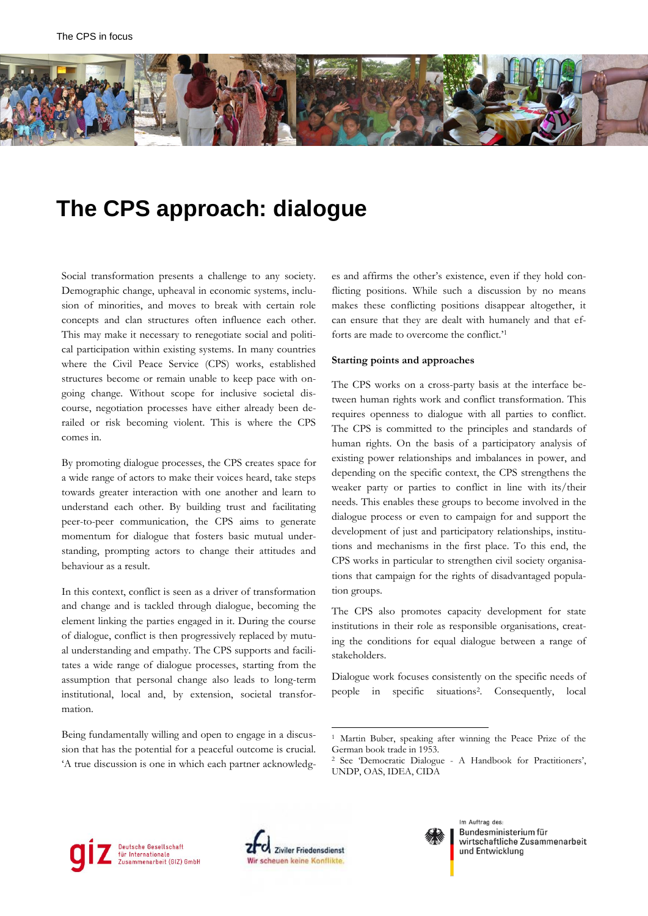# The CPS approach: dialogue

Social transformation presents a challenge to any society. Demographic change, upheaval in economic systems, inclusion of minorities, and moves to break with certain role concepts and clan structures often influence each other. This may make it necessary to renegotiate social and political participation within existing systems. In many countries where the Civil Peace Service (CPS) works, established structures become or remain unable to keep pace with ongoing change. Without scope for inclusive societal discourse, negotiation processes have either already been derailed or risk becoming violent. This is where the CPS comes in.

By promoting dialogue processes, the CPS creates space for a wide range of actors to make their voices heard, take steps towards greater interaction with one another and learn to understand each other. By building trust and facilitating peer-to-peer communication, the CPS aims to generate momentum for dialogue that fosters basic mutual understanding, prompting actors to change their attitudes and behaviour as a result.

In this context, conflict is seen as a driver of transformation and change and is tackled through dialogue, becoming the element linking the parties engaged in it. During the course of dialogue, conflict is then progressively replaced by mutual understanding and empathy. The CPS supports and facilitates a wide range of dialogue processes, starting from the assumption that personal change also leads to long-term institutional, local and, by extension, societal transformation.

Being fundamentally willing and open to engage in a discussion that has the potential for a peaceful outcome is crucial. 'A true discussion is one in which each partner acknowledges and affirms the other's existence, even if they hold conflicting positions. While such a discussion by no means makes these conflicting positions disappear altogether, it can ensure that they are dealt with humanely and that efforts are made to overcome the conflict.'[1]

**Starting points and approaches**

The CPS works on a cross-party basis at the interface between human rights work and conflict transformation. This requires openness to dialogue with all parties to conflict. The CPS is committed to the principles and standards of human rights. On the basis of a participatory analysis of existing power relationships and imbalances in power, and depending on the specific context, the CPS strengthens the weaker party or parties to conflict in line with its/their needs. This enables these groups to become involved in the dialogue process or even to campaign for and support the development of just and participatory relationships, institutions and mechanisms in the first place. To this end, the CPS works in particular to strengthen civil society organisations that campaign for the rights of disadvantaged population groups.

The CPS also promotes capacity development for state institutions in their role as responsible organisations, creating the conditions for equal dialogue between a range of stakeholders.

Dialogue work focuses consistently on the specific needs of people in specific situations[2]. Consequently, local

---

[1] Martin Buber, speaking after winning the Peace Prize of the German book trade in 1953.

[2] See 'Democratic Dialogue - A Handbook for Practitioners', UNDP, OAS, IDEA, CIDA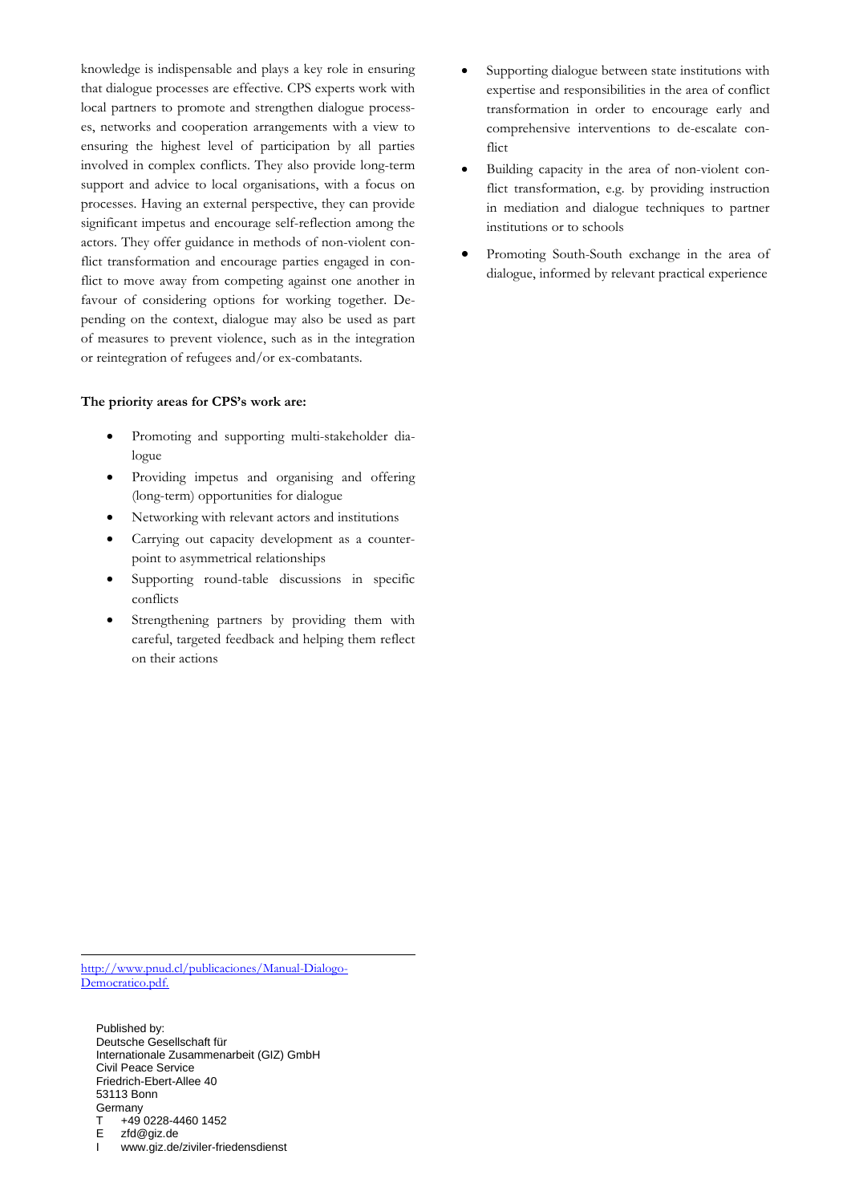knowledge is indispensable and plays a key role in ensuring that dialogue processes are effective. CPS experts work with local partners to promote and strengthen dialogue processes, networks and cooperation arrangements with a view to ensuring the highest level of participation by all parties involved in complex conflicts. They also provide long-term support and advice to local organisations, with a focus on processes. Having an external perspective, they can provide significant impetus and encourage self-reflection among the actors. They offer guidance in methods of non-violent conflict transformation and encourage parties engaged in conflict to move away from competing against one another in favour of considering options for working together. Depending on the context, dialogue may also be used as part of measures to prevent violence, such as in the integration or reintegration of refugees and/or ex-combatants.

**The priority areas for CPS's work are:**

- Promoting and supporting multi-stakeholder dialogue
- Providing impetus and organising and offering (long-term) opportunities for dialogue
- Networking with relevant actors and institutions
- Carrying out capacity development as a counterpoint to asymmetrical relationships
- Supporting round-table discussions in specific conflicts
- Strengthening partners by providing them with careful, targeted feedback and helping them reflect on their actions
- Supporting dialogue between state institutions with expertise and responsibilities in the area of conflict transformation in order to encourage early and comprehensive interventions to de-escalate conflict
- Building capacity in the area of non-violent conflict transformation, e.g. by providing instruction in mediation and dialogue techniques to partner institutions or to schools
- Promoting South-South exchange in the area of dialogue, informed by relevant practical experience

---

http://www.pnud.cl/publicaciones/Manual-Dialogo-Democratico.pdf.

Published by:
Deutsche Gesellschaft für Internationale Zusammenarbeit (GIZ) GmbH
Civil Peace Service
Friedrich-Ebert-Allee 40
53113 Bonn
Germany
T +49 0228-4460 1452
E zfd@giz.de
I www.giz.de/ziviler-friedensdienst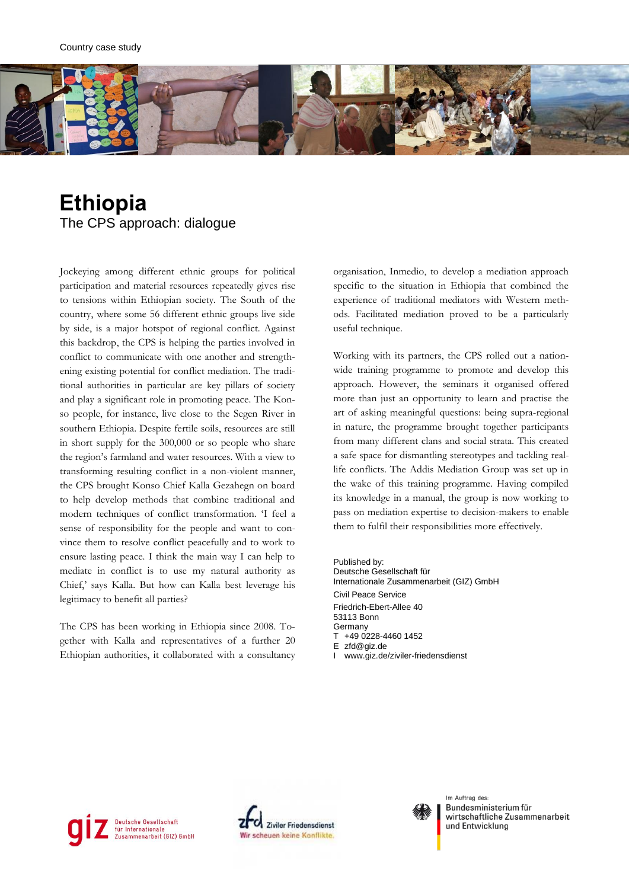Country case study

# Ethiopia

## The CPS approach: dialogue

Jockeying among different ethnic groups for political participation and material resources repeatedly gives rise to tensions within Ethiopian society. The South of the country, where some 56 different ethnic groups live side by side, is a major hotspot of regional conflict. Against this backdrop, the CPS is helping the parties involved in conflict to communicate with one another and strengthening existing potential for conflict mediation. The traditional authorities in particular are key pillars of society and play a significant role in promoting peace. The Konso people, for instance, live close to the Segen River in southern Ethiopia. Despite fertile soils, resources are still in short supply for the 300,000 or so people who share the region's farmland and water resources. With a view to transforming resulting conflict in a non-violent manner, the CPS brought Konso Chief Kalla Gezahegn on board to help develop methods that combine traditional and modern techniques of conflict transformation. 'I feel a sense of responsibility for the people and want to convince them to resolve conflict peacefully and to work to ensure lasting peace. I think the main way I can help to mediate in conflict is to use my natural authority as Chief,' says Kalla. But how can Kalla best leverage his legitimacy to benefit all parties?

The CPS has been working in Ethiopia since 2008. Together with Kalla and representatives of a further 20 Ethiopian authorities, it collaborated with a consultancy organisation, Inmedio, to develop a mediation approach specific to the situation in Ethiopia that combined the experience of traditional mediators with Western methods. Facilitated mediation proved to be a particularly useful technique.

Working with its partners, the CPS rolled out a nationwide training programme to promote and develop this approach. However, the seminars it organised offered more than just an opportunity to learn and practise the art of asking meaningful questions: being supra-regional in nature, the programme brought together participants from many different clans and social strata. This created a safe space for dismantling stereotypes and tackling real-life conflicts. The Addis Mediation Group was set up in the wake of this training programme. Having compiled its knowledge in a manual, the group is now working to pass on mediation expertise to decision-makers to enable them to fulfil their responsibilities more effectively.

Published by:
Deutsche Gesellschaft für Internationale Zusammenarbeit (GIZ) GmbH
Civil Peace Service
Friedrich-Ebert-Allee 40
53113 Bonn
Germany
T +49 0228-4460 1452
E zfd@giz.de
I www.giz.de/ziviler-friedensdienst

giz Deutsche Gesellschaft für Internationale Zusammenarbeit (GIZ) GmbH

zfd Ziviler Friedensdienst – Wir scheuen keine Konflikte.

Im Auftrag des: Bundesministerium für wirtschaftliche Zusammenarbeit und Entwicklung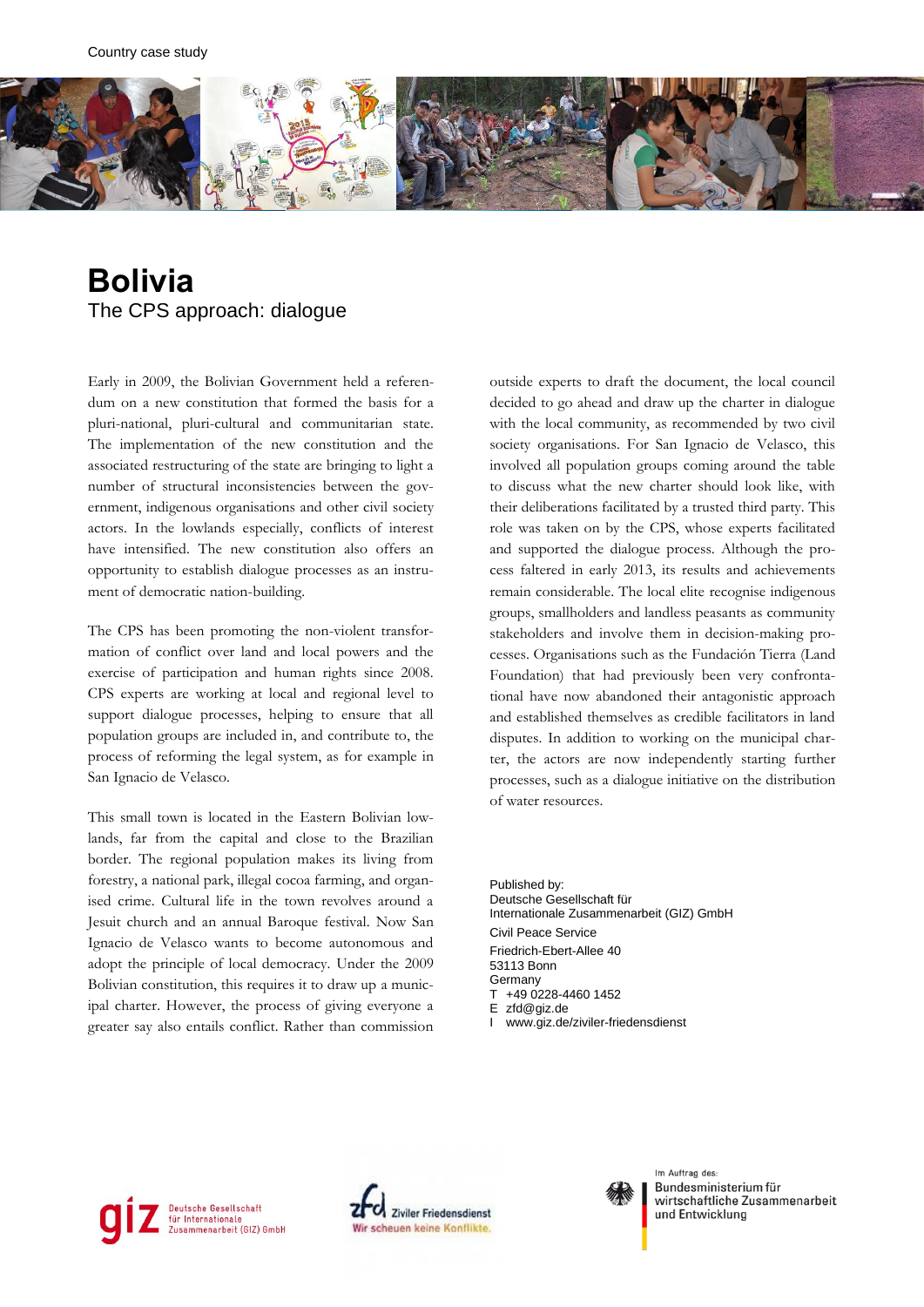Country case study

# Bolivia

## The CPS approach: dialogue

Early in 2009, the Bolivian Government held a referendum on a new constitution that formed the basis for a pluri-national, pluri-cultural and communitarian state. The implementation of the new constitution and the associated restructuring of the state are bringing to light a number of structural inconsistencies between the government, indigenous organisations and other civil society actors. In the lowlands especially, conflicts of interest have intensified. The new constitution also offers an opportunity to establish dialogue processes as an instrument of democratic nation-building.

The CPS has been promoting the non-violent transformation of conflict over land and local powers and the exercise of participation and human rights since 2008. CPS experts are working at local and regional level to support dialogue processes, helping to ensure that all population groups are included in, and contribute to, the process of reforming the legal system, as for example in San Ignacio de Velasco.

This small town is located in the Eastern Bolivian lowlands, far from the capital and close to the Brazilian border. The regional population makes its living from forestry, a national park, illegal cocoa farming, and organised crime. Cultural life in the town revolves around a Jesuit church and an annual Baroque festival. Now San Ignacio de Velasco wants to become autonomous and adopt the principle of local democracy. Under the 2009 Bolivian constitution, this requires it to draw up a municipal charter. However, the process of giving everyone a greater say also entails conflict. Rather than commission outside experts to draft the document, the local council decided to go ahead and draw up the charter in dialogue with the local community, as recommended by two civil society organisations. For San Ignacio de Velasco, this involved all population groups coming around the table to discuss what the new charter should look like, with their deliberations facilitated by a trusted third party. This role was taken on by the CPS, whose experts facilitated and supported the dialogue process. Although the process faltered in early 2013, its results and achievements remain considerable. The local elite recognise indigenous groups, smallholders and landless peasants as community stakeholders and involve them in decision-making processes. Organisations such as the Fundación Tierra (Land Foundation) that had previously been very confrontational have now abandoned their antagonistic approach and established themselves as credible facilitators in land disputes. In addition to working on the municipal charter, the actors are now independently starting further processes, such as a dialogue initiative on the distribution of water resources.

Published by:
Deutsche Gesellschaft für
Internationale Zusammenarbeit (GIZ) GmbH

Civil Peace Service

Friedrich-Ebert-Allee 40
53113 Bonn
Germany
T +49 0228-4460 1452
E zfd@giz.de
I www.giz.de/ziviler-friedensdienst

Deutsche Gesellschaft für Internationale Zusammenarbeit (GIZ) GmbH

Ziviler Friedensdienst – Wir scheuen keine Konflikte.

Im Auftrag des: Bundesministerium für wirtschaftliche Zusammenarbeit und Entwicklung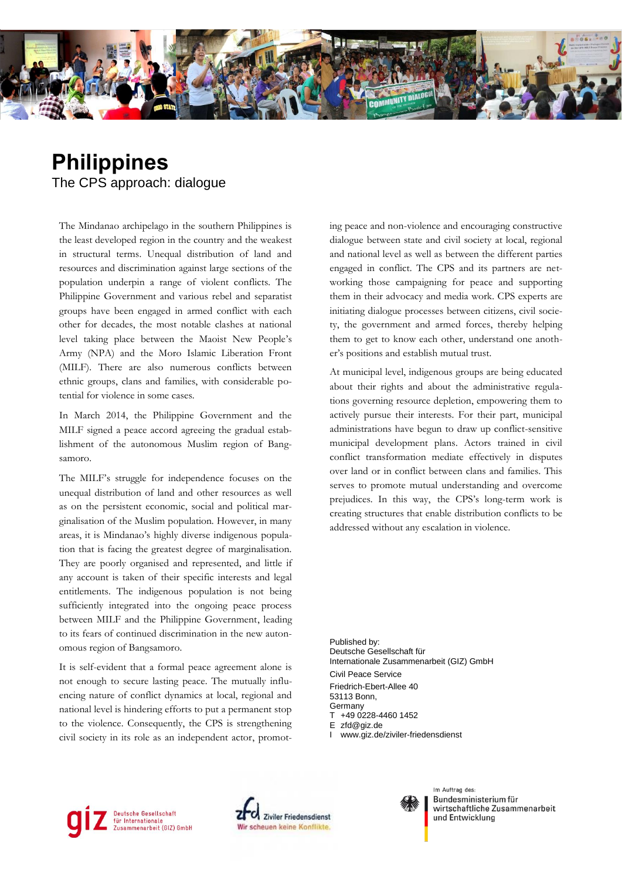# Philippines

The CPS approach: dialogue

The Mindanao archipelago in the southern Philippines is the least developed region in the country and the weakest in structural terms. Unequal distribution of land and resources and discrimination against large sections of the population underpin a range of violent conflicts. The Philippine Government and various rebel and separatist groups have been engaged in armed conflict with each other for decades, the most notable clashes at national level taking place between the Maoist New People's Army (NPA) and the Moro Islamic Liberation Front (MILF). There are also numerous conflicts between ethnic groups, clans and families, with considerable potential for violence in some cases.

In March 2014, the Philippine Government and the MILF signed a peace accord agreeing the gradual establishment of the autonomous Muslim region of Bangsamoro.

The MILF's struggle for independence focuses on the unequal distribution of land and other resources as well as on the persistent economic, social and political marginalisation of the Muslim population. However, in many areas, it is Mindanao's highly diverse indigenous population that is facing the greatest degree of marginalisation. They are poorly organised and represented, and little if any account is taken of their specific interests and legal entitlements. The indigenous population is not being sufficiently integrated into the ongoing peace process between MILF and the Philippine Government, leading to its fears of continued discrimination in the new autonomous region of Bangsamoro.

It is self-evident that a formal peace agreement alone is not enough to secure lasting peace. The mutually influencing nature of conflict dynamics at local, regional and national level is hindering efforts to put a permanent stop to the violence. Consequently, the CPS is strengthening civil society in its role as an independent actor, promoting peace and non-violence and encouraging constructive dialogue between state and civil society at local, regional and national level as well as between the different parties engaged in conflict. The CPS and its partners are networking those campaigning for peace and supporting them in their advocacy and media work. CPS experts are initiating dialogue processes between citizens, civil society, the government and armed forces, thereby helping them to get to know each other, understand one another's positions and establish mutual trust.

At municipal level, indigenous groups are being educated about their rights and about the administrative regulations governing resource depletion, empowering them to actively pursue their interests. For their part, municipal administrations have begun to draw up conflict-sensitive municipal development plans. Actors trained in civil conflict transformation mediate effectively in disputes over land or in conflict between clans and families. This serves to promote mutual understanding and overcome prejudices. In this way, the CPS's long-term work is creating structures that enable distribution conflicts to be addressed without any escalation in violence.

Published by:
Deutsche Gesellschaft für
Internationale Zusammenarbeit (GIZ) GmbH

Civil Peace Service

Friedrich-Ebert-Allee 40
53113 Bonn,
Germany
T +49 0228-4460 1452
E zfd@giz.de
I www.giz.de/ziviler-friedensdienst

giz Deutsche Gesellschaft für Internationale Zusammenarbeit (GIZ) GmbH

zfd Ziviler Friedensdienst – Wir scheuen keine Konflikte.

Im Auftrag des: Bundesministerium für wirtschaftliche Zusammenarbeit und Entwicklung